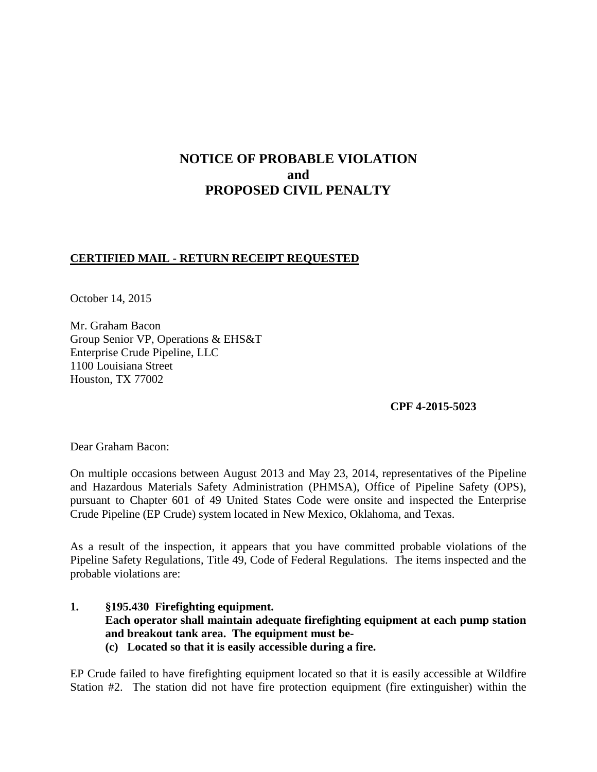# NOTICE OF PROBABLE VIOLATION
# and
# PROPOSED CIVIL PENALTY

**CERTIFIED MAIL - RETURN RECEIPT REQUESTED**

October 14, 2015

Mr. Graham Bacon
Group Senior VP, Operations & EHS&T
Enterprise Crude Pipeline, LLC
1100 Louisiana Street
Houston, TX 77002

**CPF 4-2015-5023**

Dear Graham Bacon:

On multiple occasions between August 2013 and May 23, 2014, representatives of the Pipeline and Hazardous Materials Safety Administration (PHMSA), Office of Pipeline Safety (OPS), pursuant to Chapter 601 of 49 United States Code were onsite and inspected the Enterprise Crude Pipeline (EP Crude) system located in New Mexico, Oklahoma, and Texas.

As a result of the inspection, it appears that you have committed probable violations of the Pipeline Safety Regulations, Title 49, Code of Federal Regulations. The items inspected and the probable violations are:

1. **§195.430 Firefighting equipment.**
   **Each operator shall maintain adequate firefighting equipment at each pump station and breakout tank area. The equipment must be-**
   **(c) Located so that it is easily accessible during a fire.**

EP Crude failed to have firefighting equipment located so that it is easily accessible at Wildfire Station #2. The station did not have fire protection equipment (fire extinguisher) within the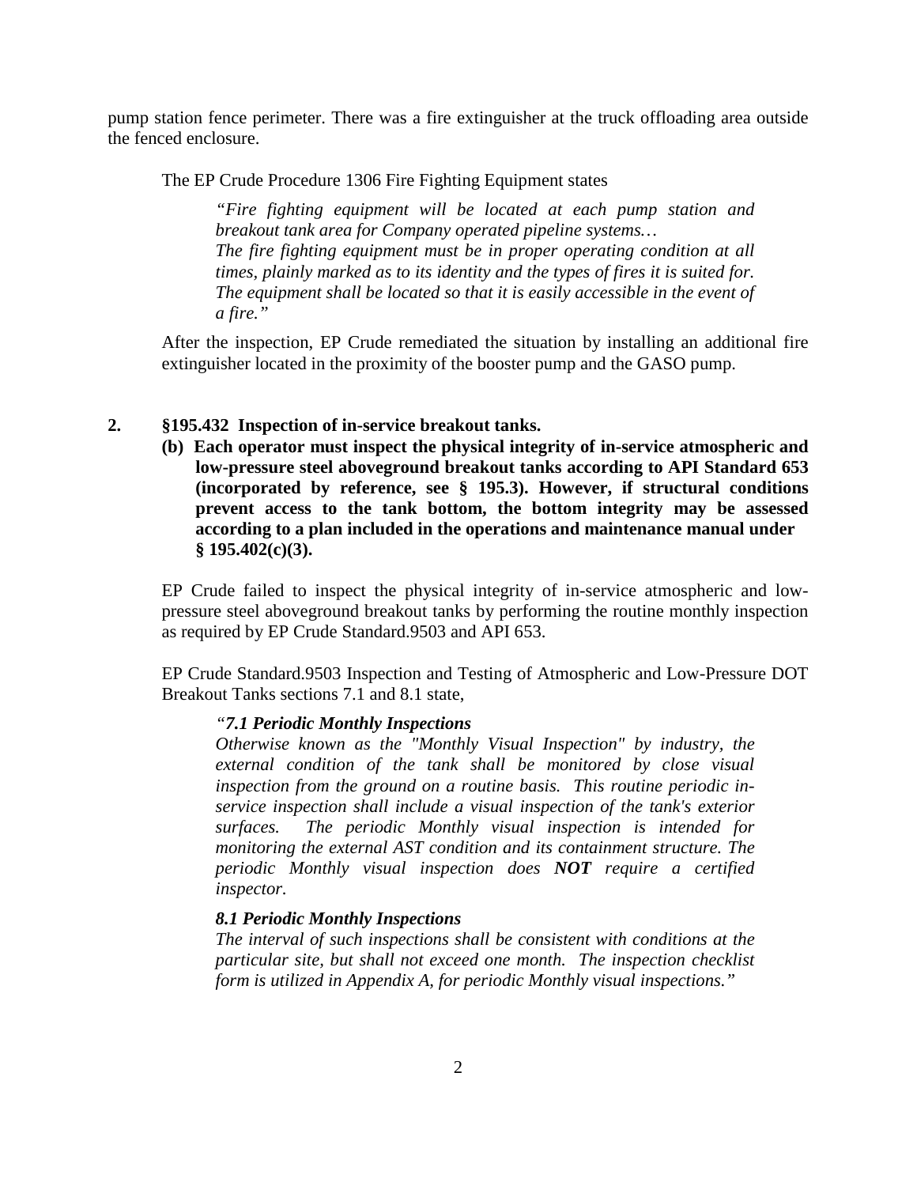pump station fence perimeter. There was a fire extinguisher at the truck offloading area outside the fenced enclosure.

The EP Crude Procedure 1306 Fire Fighting Equipment states

> *"Fire fighting equipment will be located at each pump station and breakout tank area for Company operated pipeline systems…*
> *The fire fighting equipment must be in proper operating condition at all times, plainly marked as to its identity and the types of fires it is suited for. The equipment shall be located so that it is easily accessible in the event of a fire."*

After the inspection, EP Crude remediated the situation by installing an additional fire extinguisher located in the proximity of the booster pump and the GASO pump.

**2. §195.432 Inspection of in-service breakout tanks.**

**(b) Each operator must inspect the physical integrity of in-service atmospheric and low-pressure steel aboveground breakout tanks according to API Standard 653 (incorporated by reference, see § 195.3). However, if structural conditions prevent access to the tank bottom, the bottom integrity may be assessed according to a plan included in the operations and maintenance manual under § 195.402(c)(3).**

EP Crude failed to inspect the physical integrity of in-service atmospheric and low-pressure steel aboveground breakout tanks by performing the routine monthly inspection as required by EP Crude Standard.9503 and API 653.

EP Crude Standard.9503 Inspection and Testing of Atmospheric and Low-Pressure DOT Breakout Tanks sections 7.1 and 8.1 state,

> *"**7.1 Periodic Monthly Inspections***
> *Otherwise known as the "Monthly Visual Inspection" by industry, the external condition of the tank shall be monitored by close visual inspection from the ground on a routine basis. This routine periodic in-service inspection shall include a visual inspection of the tank's exterior surfaces. The periodic Monthly visual inspection is intended for monitoring the external AST condition and its containment structure. The periodic Monthly visual inspection does **NOT** require a certified inspector.*
>
> ***8.1 Periodic Monthly Inspections***
> *The interval of such inspections shall be consistent with conditions at the particular site, but shall not exceed one month. The inspection checklist form is utilized in Appendix A, for periodic Monthly visual inspections."*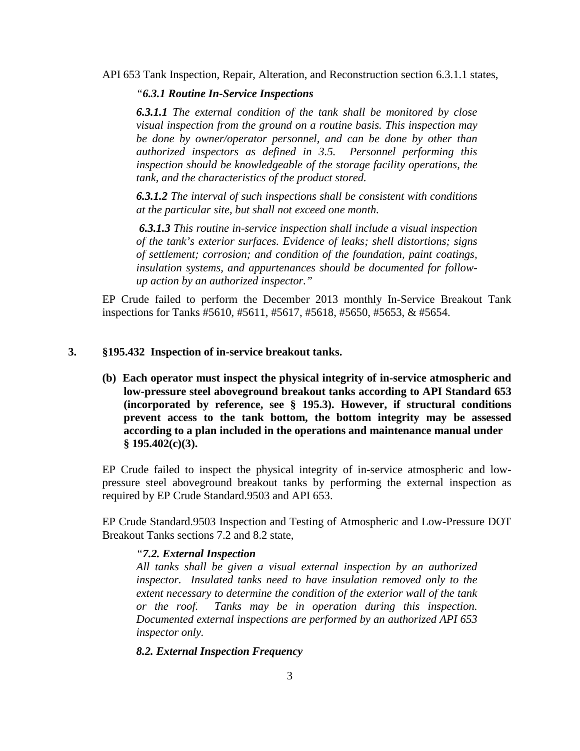API 653 Tank Inspection, Repair, Alteration, and Reconstruction section 6.3.1.1 states,

> *"**6.3.1 Routine In-Service Inspections***
>
> ***6.3.1.1** The external condition of the tank shall be monitored by close visual inspection from the ground on a routine basis. This inspection may be done by owner/operator personnel, and can be done by other than authorized inspectors as defined in 3.5. Personnel performing this inspection should be knowledgeable of the storage facility operations, the tank, and the characteristics of the product stored.*
>
> ***6.3.1.2** The interval of such inspections shall be consistent with conditions at the particular site, but shall not exceed one month.*
>
> ***6.3.1.3** This routine in-service inspection shall include a visual inspection of the tank's exterior surfaces. Evidence of leaks; shell distortions; signs of settlement; corrosion; and condition of the foundation, paint coatings, insulation systems, and appurtenances should be documented for follow-up action by an authorized inspector."*

EP Crude failed to perform the December 2013 monthly In-Service Breakout Tank inspections for Tanks #5610, #5611, #5617, #5618, #5650, #5653, & #5654.

**3. §195.432 Inspection of in-service breakout tanks.**

**(b) Each operator must inspect the physical integrity of in-service atmospheric and low-pressure steel aboveground breakout tanks according to API Standard 653 (incorporated by reference, see § 195.3). However, if structural conditions prevent access to the tank bottom, the bottom integrity may be assessed according to a plan included in the operations and maintenance manual under § 195.402(c)(3).**

EP Crude failed to inspect the physical integrity of in-service atmospheric and low-pressure steel aboveground breakout tanks by performing the external inspection as required by EP Crude Standard.9503 and API 653.

EP Crude Standard.9503 Inspection and Testing of Atmospheric and Low-Pressure DOT Breakout Tanks sections 7.2 and 8.2 state,

> *"**7.2. External Inspection***
> *All tanks shall be given a visual external inspection by an authorized inspector. Insulated tanks need to have insulation removed only to the extent necessary to determine the condition of the exterior wall of the tank or the roof. Tanks may be in operation during this inspection. Documented external inspections are performed by an authorized API 653 inspector only.*
>
> ***8.2. External Inspection Frequency***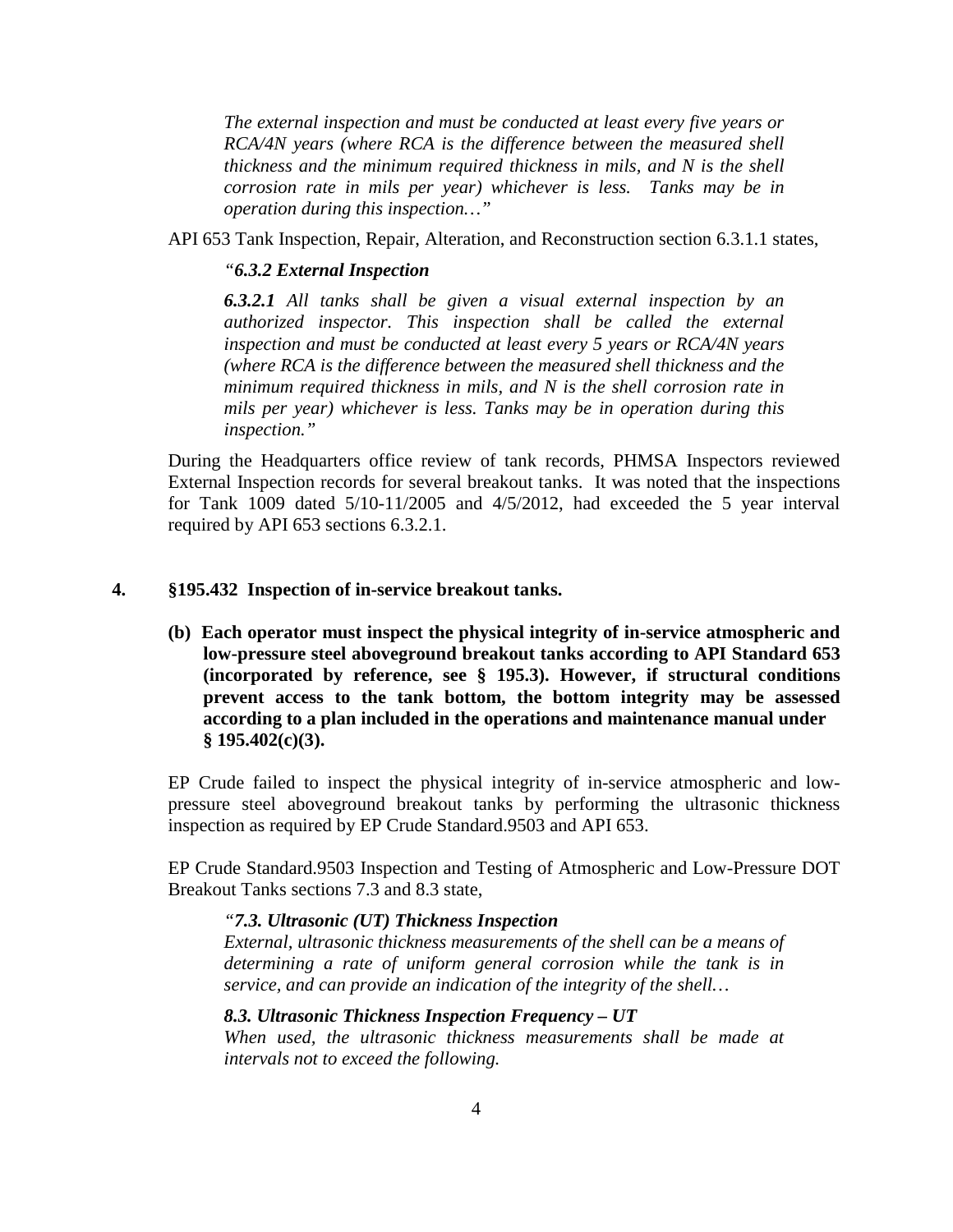*The external inspection and must be conducted at least every five years or RCA/4N years (where RCA is the difference between the measured shell thickness and the minimum required thickness in mils, and N is the shell corrosion rate in mils per year) whichever is less. Tanks may be in operation during this inspection…"*

API 653 Tank Inspection, Repair, Alteration, and Reconstruction section 6.3.1.1 states,

> *"**6.3.2 External Inspection***
>
> ***6.3.2.1** All tanks shall be given a visual external inspection by an authorized inspector. This inspection shall be called the external inspection and must be conducted at least every 5 years or RCA/4N years (where RCA is the difference between the measured shell thickness and the minimum required thickness in mils, and N is the shell corrosion rate in mils per year) whichever is less. Tanks may be in operation during this inspection."*

During the Headquarters office review of tank records, PHMSA Inspectors reviewed External Inspection records for several breakout tanks. It was noted that the inspections for Tank 1009 dated 5/10-11/2005 and 4/5/2012, had exceeded the 5 year interval required by API 653 sections 6.3.2.1.

**4. §195.432 Inspection of in-service breakout tanks.**

**(b) Each operator must inspect the physical integrity of in-service atmospheric and low-pressure steel aboveground breakout tanks according to API Standard 653 (incorporated by reference, see § 195.3). However, if structural conditions prevent access to the tank bottom, the bottom integrity may be assessed according to a plan included in the operations and maintenance manual under § 195.402(c)(3).**

EP Crude failed to inspect the physical integrity of in-service atmospheric and low-pressure steel aboveground breakout tanks by performing the ultrasonic thickness inspection as required by EP Crude Standard.9503 and API 653.

EP Crude Standard.9503 Inspection and Testing of Atmospheric and Low-Pressure DOT Breakout Tanks sections 7.3 and 8.3 state,

> *"**7.3. Ultrasonic (UT) Thickness Inspection***
> *External, ultrasonic thickness measurements of the shell can be a means of determining a rate of uniform general corrosion while the tank is in service, and can provide an indication of the integrity of the shell…*
>
> ***8.3. Ultrasonic Thickness Inspection Frequency – UT***
> *When used, the ultrasonic thickness measurements shall be made at intervals not to exceed the following.*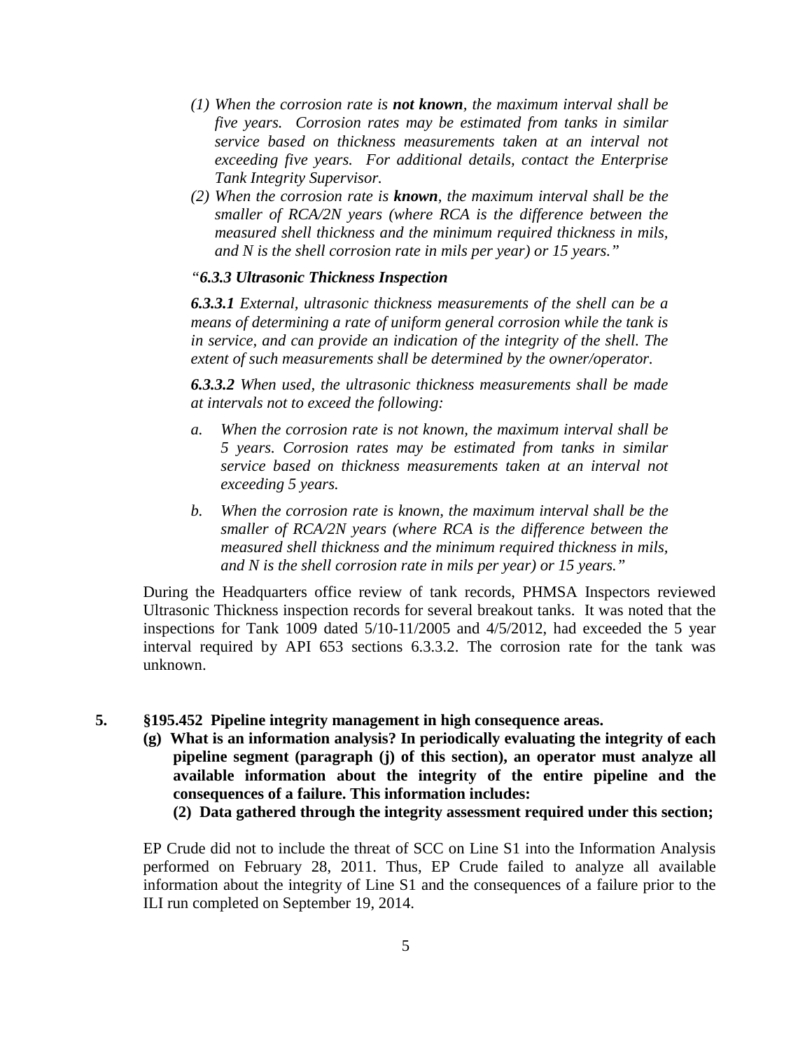*(1) When the corrosion rate is **not known**, the maximum interval shall be five years. Corrosion rates may be estimated from tanks in similar service based on thickness measurements taken at an interval not exceeding five years. For additional details, contact the Enterprise Tank Integrity Supervisor.*

*(2) When the corrosion rate is **known**, the maximum interval shall be the smaller of RCA/2N years (where RCA is the difference between the measured shell thickness and the minimum required thickness in mils, and N is the shell corrosion rate in mils per year) or 15 years."*

*"**6.3.3 Ultrasonic Thickness Inspection***

***6.3.3.1** External, ultrasonic thickness measurements of the shell can be a means of determining a rate of uniform general corrosion while the tank is in service, and can provide an indication of the integrity of the shell. The extent of such measurements shall be determined by the owner/operator.*

***6.3.3.2** When used, the ultrasonic thickness measurements shall be made at intervals not to exceed the following:*

*a. When the corrosion rate is not known, the maximum interval shall be 5 years. Corrosion rates may be estimated from tanks in similar service based on thickness measurements taken at an interval not exceeding 5 years.*

*b. When the corrosion rate is known, the maximum interval shall be the smaller of RCA/2N years (where RCA is the difference between the measured shell thickness and the minimum required thickness in mils, and N is the shell corrosion rate in mils per year) or 15 years."*

During the Headquarters office review of tank records, PHMSA Inspectors reviewed Ultrasonic Thickness inspection records for several breakout tanks. It was noted that the inspections for Tank 1009 dated 5/10-11/2005 and 4/5/2012, had exceeded the 5 year interval required by API 653 sections 6.3.3.2. The corrosion rate for the tank was unknown.

**5. §195.452 Pipeline integrity management in high consequence areas.**

**(g) What is an information analysis? In periodically evaluating the integrity of each pipeline segment (paragraph (j) of this section), an operator must analyze all available information about the integrity of the entire pipeline and the consequences of a failure. This information includes:**

**(2) Data gathered through the integrity assessment required under this section;**

EP Crude did not to include the threat of SCC on Line S1 into the Information Analysis performed on February 28, 2011. Thus, EP Crude failed to analyze all available information about the integrity of Line S1 and the consequences of a failure prior to the ILI run completed on September 19, 2014.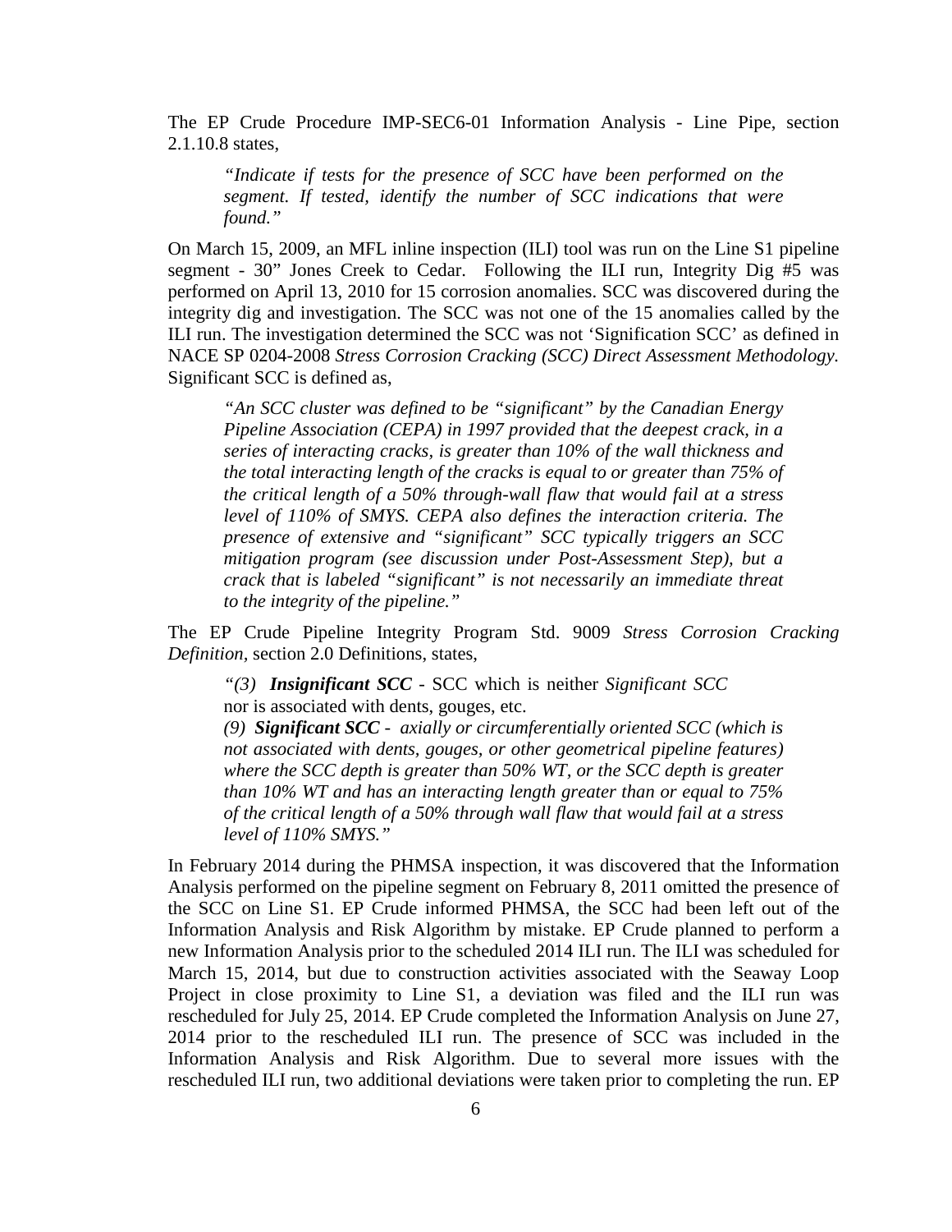The EP Crude Procedure IMP-SEC6-01 Information Analysis - Line Pipe, section 2.1.10.8 states,

> *"Indicate if tests for the presence of SCC have been performed on the segment. If tested, identify the number of SCC indications that were found."*

On March 15, 2009, an MFL inline inspection (ILI) tool was run on the Line S1 pipeline segment - 30" Jones Creek to Cedar. Following the ILI run, Integrity Dig #5 was performed on April 13, 2010 for 15 corrosion anomalies. SCC was discovered during the integrity dig and investigation. The SCC was not one of the 15 anomalies called by the ILI run. The investigation determined the SCC was not 'Signification SCC' as defined in NACE SP 0204-2008 *Stress Corrosion Cracking (SCC) Direct Assessment Methodology.* Significant SCC is defined as,

> *"An SCC cluster was defined to be "significant" by the Canadian Energy Pipeline Association (CEPA) in 1997 provided that the deepest crack, in a series of interacting cracks, is greater than 10% of the wall thickness and the total interacting length of the cracks is equal to or greater than 75% of the critical length of a 50% through-wall flaw that would fail at a stress level of 110% of SMYS. CEPA also defines the interaction criteria. The presence of extensive and "significant" SCC typically triggers an SCC mitigation program (see discussion under Post-Assessment Step), but a crack that is labeled "significant" is not necessarily an immediate threat to the integrity of the pipeline."*

The EP Crude Pipeline Integrity Program Std. 9009 *Stress Corrosion Cracking Definition,* section 2.0 Definitions, states,

> *"(3)* ***Insignificant SCC*** - SCC which is neither *Significant SCC* nor is associated with dents, gouges, etc.
>
> *(9)* ***Significant SCC*** *- axially or circumferentially oriented SCC (which is not associated with dents, gouges, or other geometrical pipeline features) where the SCC depth is greater than 50% WT, or the SCC depth is greater than 10% WT and has an interacting length greater than or equal to 75% of the critical length of a 50% through wall flaw that would fail at a stress level of 110% SMYS."*

In February 2014 during the PHMSA inspection, it was discovered that the Information Analysis performed on the pipeline segment on February 8, 2011 omitted the presence of the SCC on Line S1. EP Crude informed PHMSA, the SCC had been left out of the Information Analysis and Risk Algorithm by mistake. EP Crude planned to perform a new Information Analysis prior to the scheduled 2014 ILI run. The ILI was scheduled for March 15, 2014, but due to construction activities associated with the Seaway Loop Project in close proximity to Line S1, a deviation was filed and the ILI run was rescheduled for July 25, 2014. EP Crude completed the Information Analysis on June 27, 2014 prior to the rescheduled ILI run. The presence of SCC was included in the Information Analysis and Risk Algorithm. Due to several more issues with the rescheduled ILI run, two additional deviations were taken prior to completing the run. EP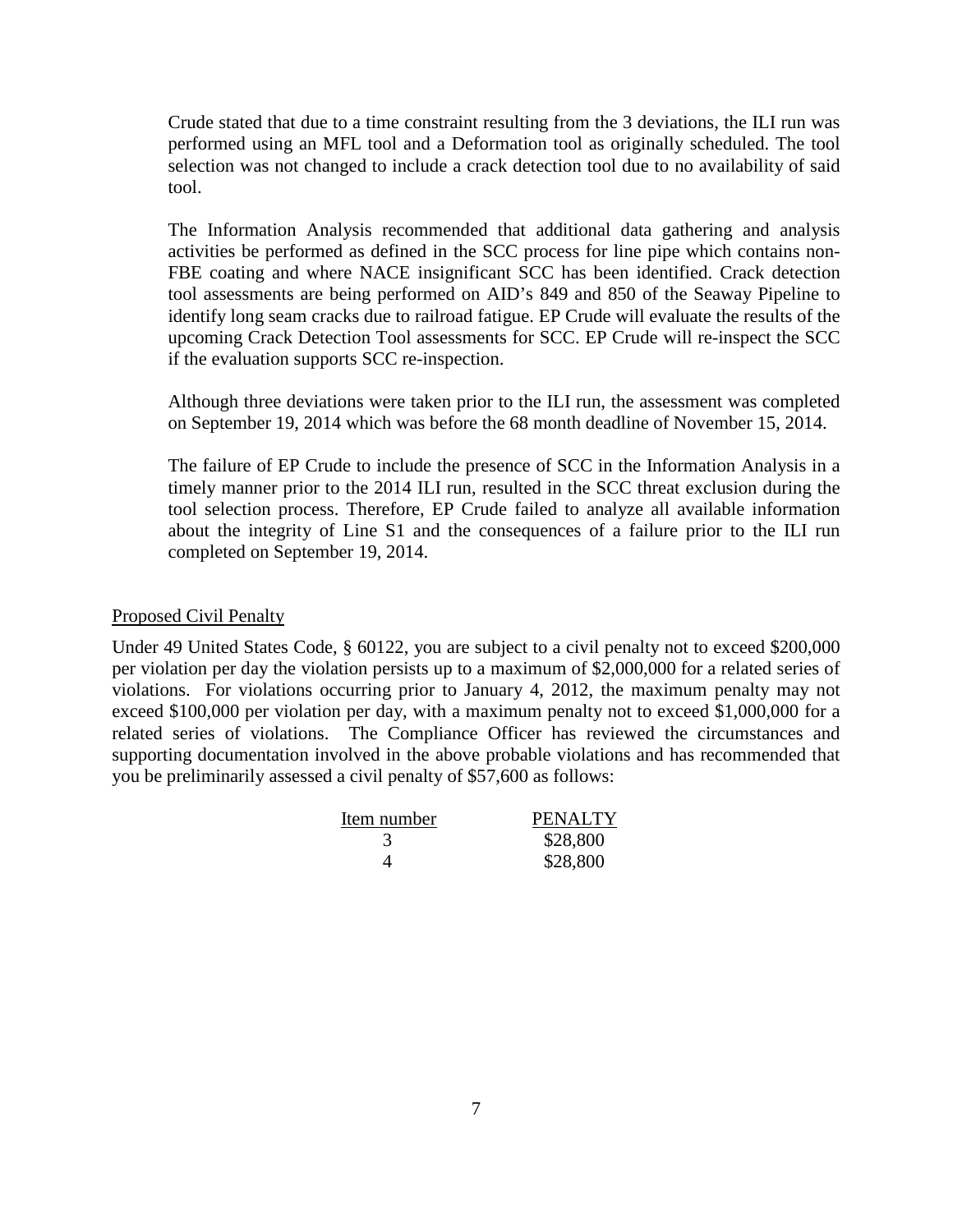Crude stated that due to a time constraint resulting from the 3 deviations, the ILI run was performed using an MFL tool and a Deformation tool as originally scheduled. The tool selection was not changed to include a crack detection tool due to no availability of said tool.

The Information Analysis recommended that additional data gathering and analysis activities be performed as defined in the SCC process for line pipe which contains non-FBE coating and where NACE insignificant SCC has been identified. Crack detection tool assessments are being performed on AID's 849 and 850 of the Seaway Pipeline to identify long seam cracks due to railroad fatigue. EP Crude will evaluate the results of the upcoming Crack Detection Tool assessments for SCC. EP Crude will re-inspect the SCC if the evaluation supports SCC re-inspection.

Although three deviations were taken prior to the ILI run, the assessment was completed on September 19, 2014 which was before the 68 month deadline of November 15, 2014.

The failure of EP Crude to include the presence of SCC in the Information Analysis in a timely manner prior to the 2014 ILI run, resulted in the SCC threat exclusion during the tool selection process. Therefore, EP Crude failed to analyze all available information about the integrity of Line S1 and the consequences of a failure prior to the ILI run completed on September 19, 2014.

## Proposed Civil Penalty

Under 49 United States Code, § 60122, you are subject to a civil penalty not to exceed $200,000 per violation per day the violation persists up to a maximum of $2,000,000 for a related series of violations. For violations occurring prior to January 4, 2012, the maximum penalty may not exceed $100,000 per violation per day, with a maximum penalty not to exceed $1,000,000 for a related series of violations. The Compliance Officer has reviewed the circumstances and supporting documentation involved in the above probable violations and has recommended that you be preliminarily assessed a civil penalty of $57,600 as follows:

| Item number | PENALTY |
|---|---|
| 3 | $28,800 |
| 4 | $28,800 |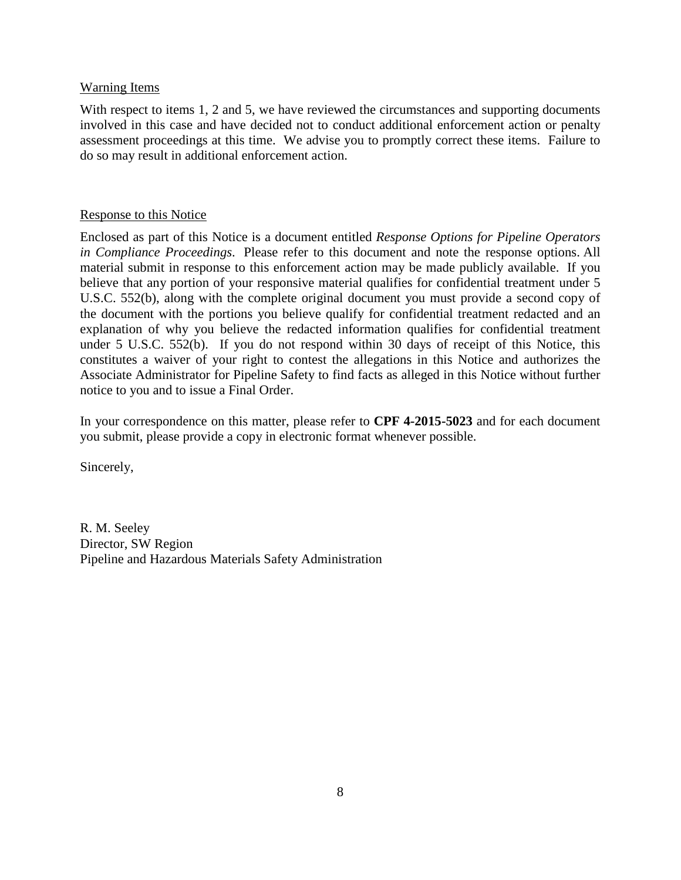Warning Items

With respect to items 1, 2 and 5, we have reviewed the circumstances and supporting documents involved in this case and have decided not to conduct additional enforcement action or penalty assessment proceedings at this time. We advise you to promptly correct these items. Failure to do so may result in additional enforcement action.

Response to this Notice

Enclosed as part of this Notice is a document entitled *Response Options for Pipeline Operators in Compliance Proceedings*. Please refer to this document and note the response options. All material submit in response to this enforcement action may be made publicly available. If you believe that any portion of your responsive material qualifies for confidential treatment under 5 U.S.C. 552(b), along with the complete original document you must provide a second copy of the document with the portions you believe qualify for confidential treatment redacted and an explanation of why you believe the redacted information qualifies for confidential treatment under 5 U.S.C. 552(b). If you do not respond within 30 days of receipt of this Notice, this constitutes a waiver of your right to contest the allegations in this Notice and authorizes the Associate Administrator for Pipeline Safety to find facts as alleged in this Notice without further notice to you and to issue a Final Order.

In your correspondence on this matter, please refer to **CPF 4-2015-5023** and for each document you submit, please provide a copy in electronic format whenever possible.

Sincerely,

R. M. Seeley
Director, SW Region
Pipeline and Hazardous Materials Safety Administration